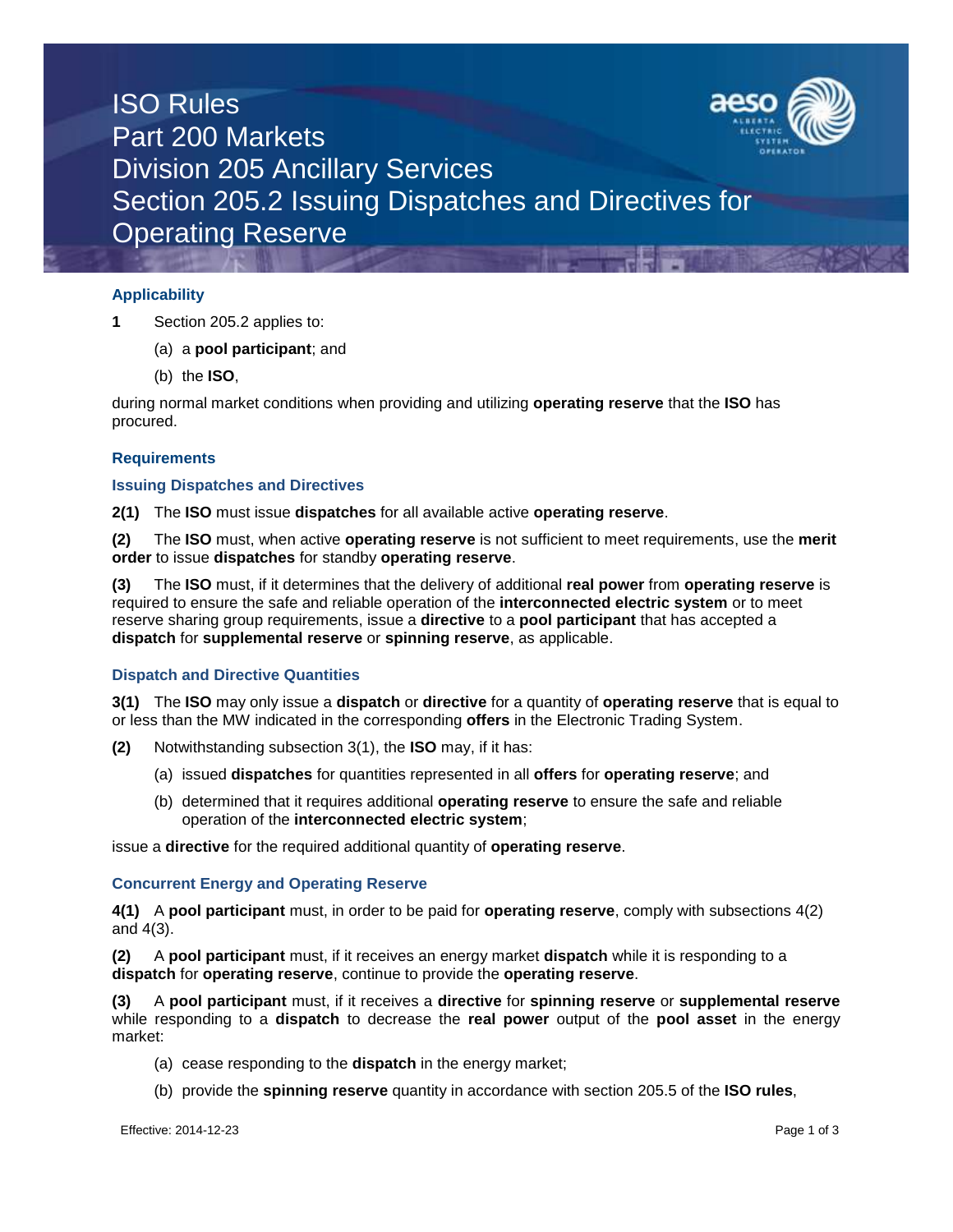# ISO Rules
# Part 200 Markets
# Division 205 Ancillary Services
# Section 205.2 Issuing Dispatches and Directives for Operating Reserve

## Applicability

**1** Section 205.2 applies to:

(a) a **pool participant**; and

(b) the **ISO**,

during normal market conditions when providing and utilizing **operating reserve** that the **ISO** has procured.

## Requirements

### Issuing Dispatches and Directives

**2(1)** The **ISO** must issue **dispatches** for all available active **operating reserve**.

**(2)** The **ISO** must, when active **operating reserve** is not sufficient to meet requirements, use the **merit order** to issue **dispatches** for standby **operating reserve**.

**(3)** The **ISO** must, if it determines that the delivery of additional **real power** from **operating reserve** is required to ensure the safe and reliable operation of the **interconnected electric system** or to meet reserve sharing group requirements, issue a **directive** to a **pool participant** that has accepted a **dispatch** for **supplemental reserve** or **spinning reserve**, as applicable.

### Dispatch and Directive Quantities

**3(1)** The **ISO** may only issue a **dispatch** or **directive** for a quantity of **operating reserve** that is equal to or less than the MW indicated in the corresponding **offers** in the Electronic Trading System.

**(2)** Notwithstanding subsection 3(1), the **ISO** may, if it has:

(a) issued **dispatches** for quantities represented in all **offers** for **operating reserve**; and

(b) determined that it requires additional **operating reserve** to ensure the safe and reliable operation of the **interconnected electric system**;

issue a **directive** for the required additional quantity of **operating reserve**.

### Concurrent Energy and Operating Reserve

**4(1)** A **pool participant** must, in order to be paid for **operating reserve**, comply with subsections 4(2) and 4(3).

**(2)** A **pool participant** must, if it receives an energy market **dispatch** while it is responding to a **dispatch** for **operating reserve**, continue to provide the **operating reserve**.

**(3)** A **pool participant** must, if it receives a **directive** for **spinning reserve** or **supplemental reserve** while responding to a **dispatch** to decrease the **real power** output of the **pool asset** in the energy market:

(a) cease responding to the **dispatch** in the energy market;

(b) provide the **spinning reserve** quantity in accordance with section 205.5 of the **ISO rules**,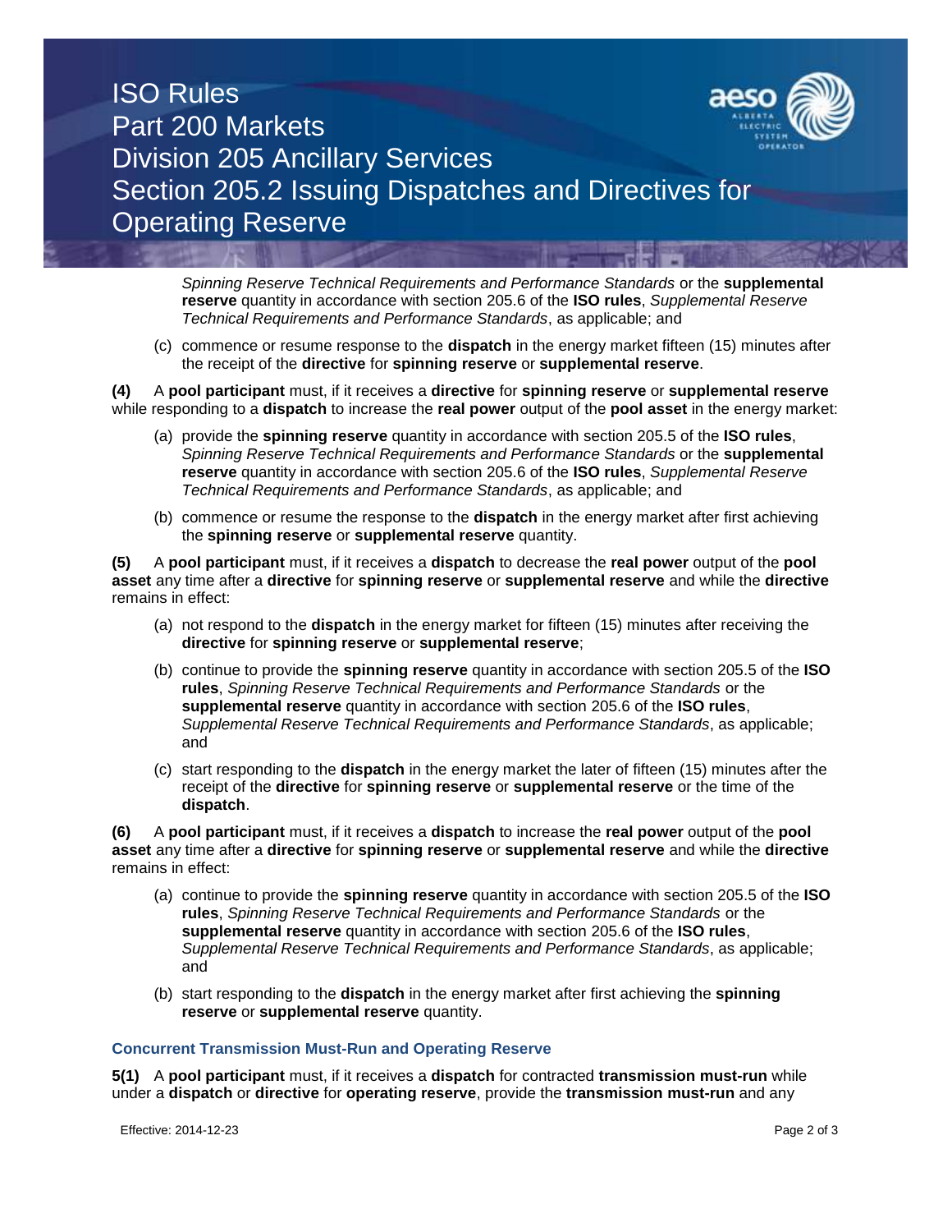*Spinning Reserve Technical Requirements and Performance Standards* or the **supplemental reserve** quantity in accordance with section 205.6 of the **ISO rules**, *Supplemental Reserve Technical Requirements and Performance Standards*, as applicable; and

(c) commence or resume response to the **dispatch** in the energy market fifteen (15) minutes after the receipt of the **directive** for **spinning reserve** or **supplemental reserve**.

**(4)** A **pool participant** must, if it receives a **directive** for **spinning reserve** or **supplemental reserve** while responding to a **dispatch** to increase the **real power** output of the **pool asset** in the energy market:

(a) provide the **spinning reserve** quantity in accordance with section 205.5 of the **ISO rules**, *Spinning Reserve Technical Requirements and Performance Standards* or the **supplemental reserve** quantity in accordance with section 205.6 of the **ISO rules**, *Supplemental Reserve Technical Requirements and Performance Standards*, as applicable; and

(b) commence or resume the response to the **dispatch** in the energy market after first achieving the **spinning reserve** or **supplemental reserve** quantity.

**(5)** A **pool participant** must, if it receives a **dispatch** to decrease the **real power** output of the **pool asset** any time after a **directive** for **spinning reserve** or **supplemental reserve** and while the **directive** remains in effect:

(a) not respond to the **dispatch** in the energy market for fifteen (15) minutes after receiving the **directive** for **spinning reserve** or **supplemental reserve**;

(b) continue to provide the **spinning reserve** quantity in accordance with section 205.5 of the **ISO rules**, *Spinning Reserve Technical Requirements and Performance Standards* or the **supplemental reserve** quantity in accordance with section 205.6 of the **ISO rules**, *Supplemental Reserve Technical Requirements and Performance Standards*, as applicable; and

(c) start responding to the **dispatch** in the energy market the later of fifteen (15) minutes after the receipt of the **directive** for **spinning reserve** or **supplemental reserve** or the time of the **dispatch**.

**(6)** A **pool participant** must, if it receives a **dispatch** to increase the **real power** output of the **pool asset** any time after a **directive** for **spinning reserve** or **supplemental reserve** and while the **directive** remains in effect:

(a) continue to provide the **spinning reserve** quantity in accordance with section 205.5 of the **ISO rules**, *Spinning Reserve Technical Requirements and Performance Standards* or the **supplemental reserve** quantity in accordance with section 205.6 of the **ISO rules**, *Supplemental Reserve Technical Requirements and Performance Standards*, as applicable; and

(b) start responding to the **dispatch** in the energy market after first achieving the **spinning reserve** or **supplemental reserve** quantity.

### Concurrent Transmission Must-Run and Operating Reserve

**5(1)** A **pool participant** must, if it receives a **dispatch** for contracted **transmission must-run** while under a **dispatch** or **directive** for **operating reserve**, provide the **transmission must-run** and any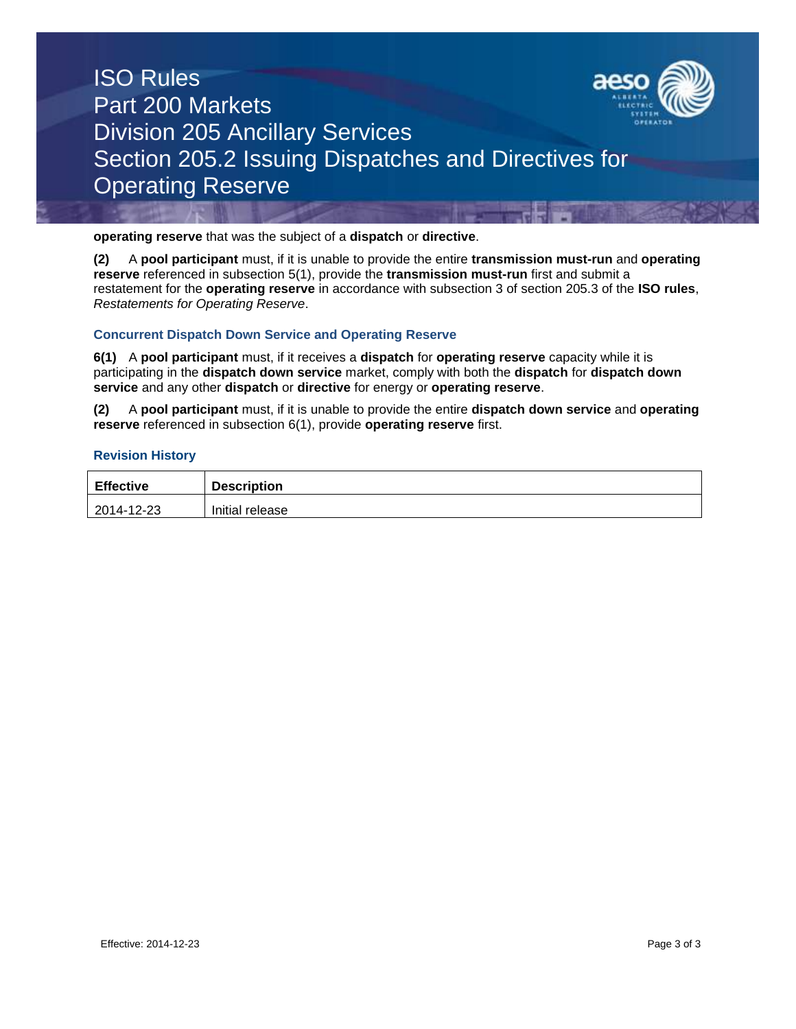**operating reserve** that was the subject of a **dispatch** or **directive**.

**(2)** A **pool participant** must, if it is unable to provide the entire **transmission must-run** and **operating reserve** referenced in subsection 5(1), provide the **transmission must-run** first and submit a restatement for the **operating reserve** in accordance with subsection 3 of section 205.3 of the **ISO rules**, *Restatements for Operating Reserve*.

### Concurrent Dispatch Down Service and Operating Reserve

**6(1)** A **pool participant** must, if it receives a **dispatch** for **operating reserve** capacity while it is participating in the **dispatch down service** market, comply with both the **dispatch** for **dispatch down service** and any other **dispatch** or **directive** for energy or **operating reserve**.

**(2)** A **pool participant** must, if it is unable to provide the entire **dispatch down service** and **operating reserve** referenced in subsection 6(1), provide **operating reserve** first.

### Revision History

| Effective | Description |
|---|---|
| 2014-12-23 | Initial release |